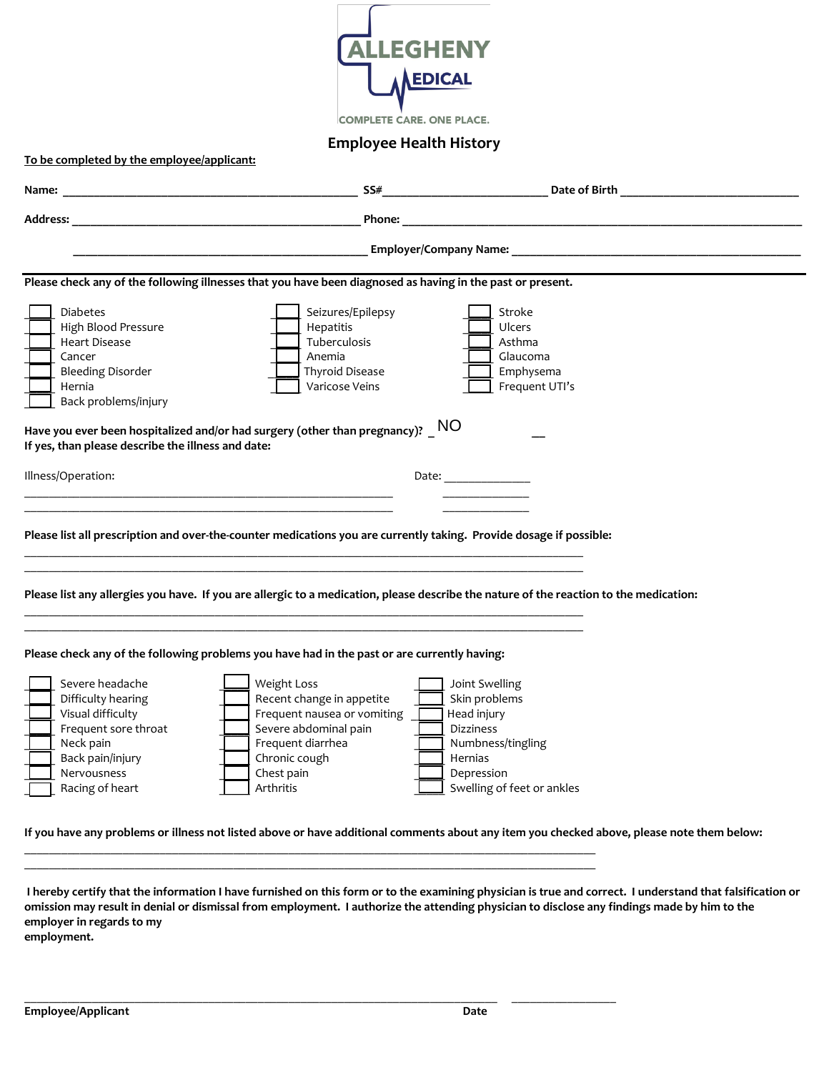ALLEGHENY MEDICAL

COMPLETE CARE. ONE PLACE.

# Employee Health History

**To be completed by the employee/applicant:**

**Name:** ______________________________ **SS#**____________________ **Date of Birth** ______________________

**Address:** ______________________________ **Phone:** ______________________________________________

______________________________ **Employer/Company Name:** ______________________________

**Please check any of the following illnesses that you have been diagnosed as having in the past or present.**

- [ ] Diabetes
- [ ] High Blood Pressure
- [ ] Heart Disease
- [ ] Cancer
- [ ] Bleeding Disorder
- [ ] Hernia
- [ ] Back problems/injury
- [ ] Seizures/Epilepsy
- [ ] Hepatitis
- [ ] Tuberculosis
- [ ] Anemia
- [ ] Thyroid Disease
- [ ] Varicose Veins
- [ ] Stroke
- [ ] Ulcers
- [ ] Asthma
- [ ] Glaucoma
- [ ] Emphysema
- [ ] Frequent UTI's

**Have you ever been hospitalized and/or had surgery (other than pregnancy)?** _ NO __
**If yes, than please describe the illness and date:**

Illness/Operation: ______________________________ Date: ______________

______________________________ ______________

______________________________ ______________

**Please list all prescription and over-the-counter medications you are currently taking. Provide dosage if possible:**

______________________________________________________________________

______________________________________________________________________

**Please list any allergies you have. If you are allergic to a medication, please describe the nature of the reaction to the medication:**

______________________________________________________________________

______________________________________________________________________

**Please check any of the following problems you have had in the past or are currently having:**

- [ ] Severe headache
- [ ] Difficulty hearing
- [ ] Visual difficulty
- [ ] Frequent sore throat
- [ ] Neck pain
- [ ] Back pain/injury
- [ ] Nervousness
- [ ] Racing of heart
- [ ] Weight Loss
- [ ] Recent change in appetite
- [ ] Frequent nausea or vomiting
- [ ] Severe abdominal pain
- [ ] Frequent diarrhea
- [ ] Chronic cough
- [ ] Chest pain
- [ ] Arthritis
- [ ] Joint Swelling
- [ ] Skin problems
- [ ] Head injury
- [ ] Dizziness
- [ ] Numbness/tingling
- [ ] Hernias
- [ ] Depression
- [ ] Swelling of feet or ankles

**If you have any problems or illness not listed above or have additional comments about any item you checked above, please note them below:**

______________________________________________________________________

______________________________________________________________________

**I hereby certify that the information I have furnished on this form or to the examining physician is true and correct. I understand that falsification or omission may result in denial or dismissal from employment. I authorize the attending physician to disclose any findings made by him to the employer in regards to my employment.**

______________________________________________________ ______________

**Employee/Applicant** **Date**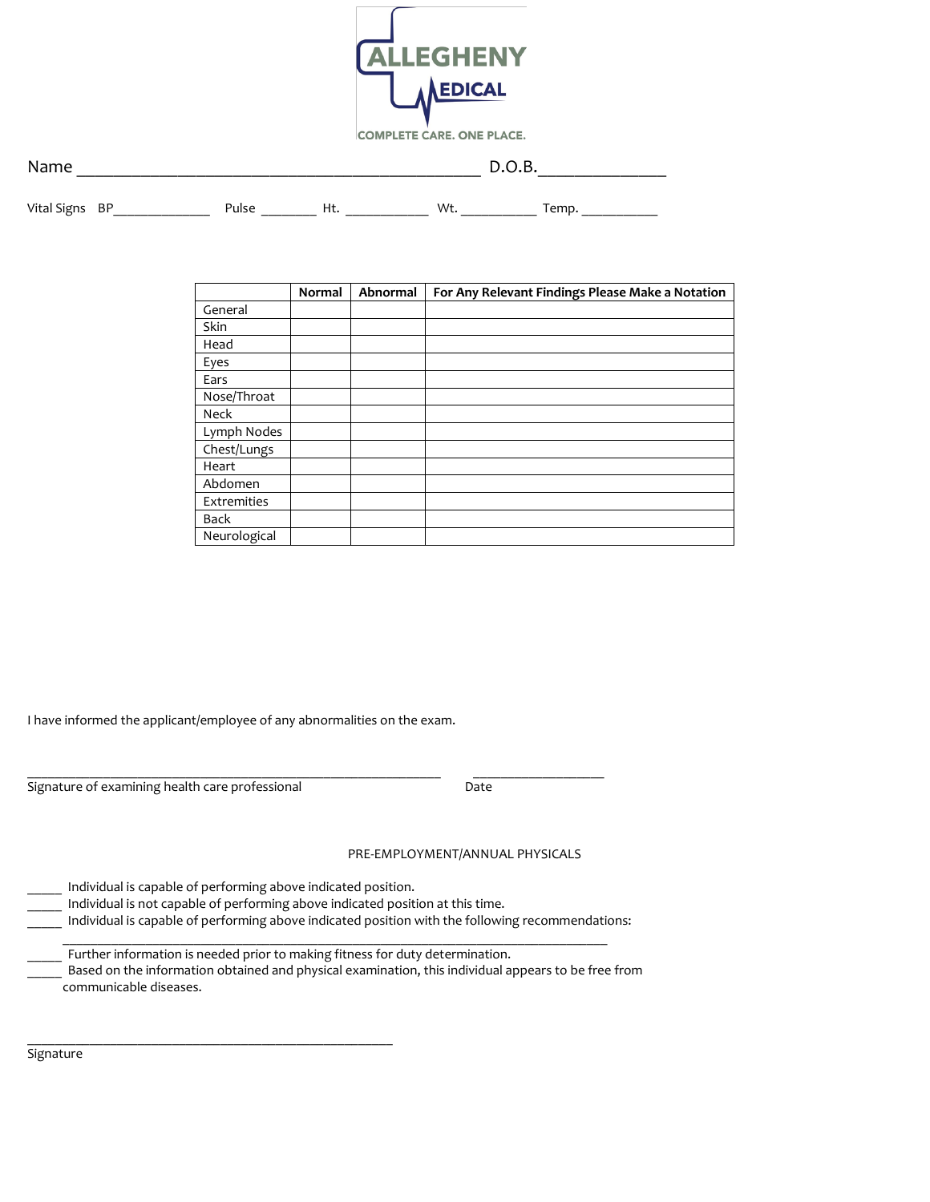ALLEGHENY MEDICAL

COMPLETE CARE. ONE PLACE.

Name ______________________________________________ D.O.B.______________

Vital Signs BP______________ Pulse ________ Ht. ____________ Wt. ___________ Temp. ___________

| | Normal | Abnormal | For Any Relevant Findings Please Make a Notation |
|---|---|---|---|
| General | | | |
| Skin | | | |
| Head | | | |
| Eyes | | | |
| Ears | | | |
| Nose/Throat | | | |
| Neck | | | |
| Lymph Nodes | | | |
| Chest/Lungs | | | |
| Heart | | | |
| Abdomen | | | |
| Extremities | | | |
| Back | | | |
| Neurological | | | |

I have informed the applicant/employee of any abnormalities on the exam.

_____________________________________________________________ ____________________

Signature of examining health care professional Date

PRE-EMPLOYMENT/ANNUAL PHYSICALS

_____ Individual is capable of performing above indicated position.

_____ Individual is not capable of performing above indicated position at this time.

_____ Individual is capable of performing above indicated position with the following recommendations:

________________________________________________________________________________

_____ Further information is needed prior to making fitness for duty determination.

_____ Based on the information obtained and physical examination, this individual appears to be free from communicable diseases.

______________________________________________________

Signature